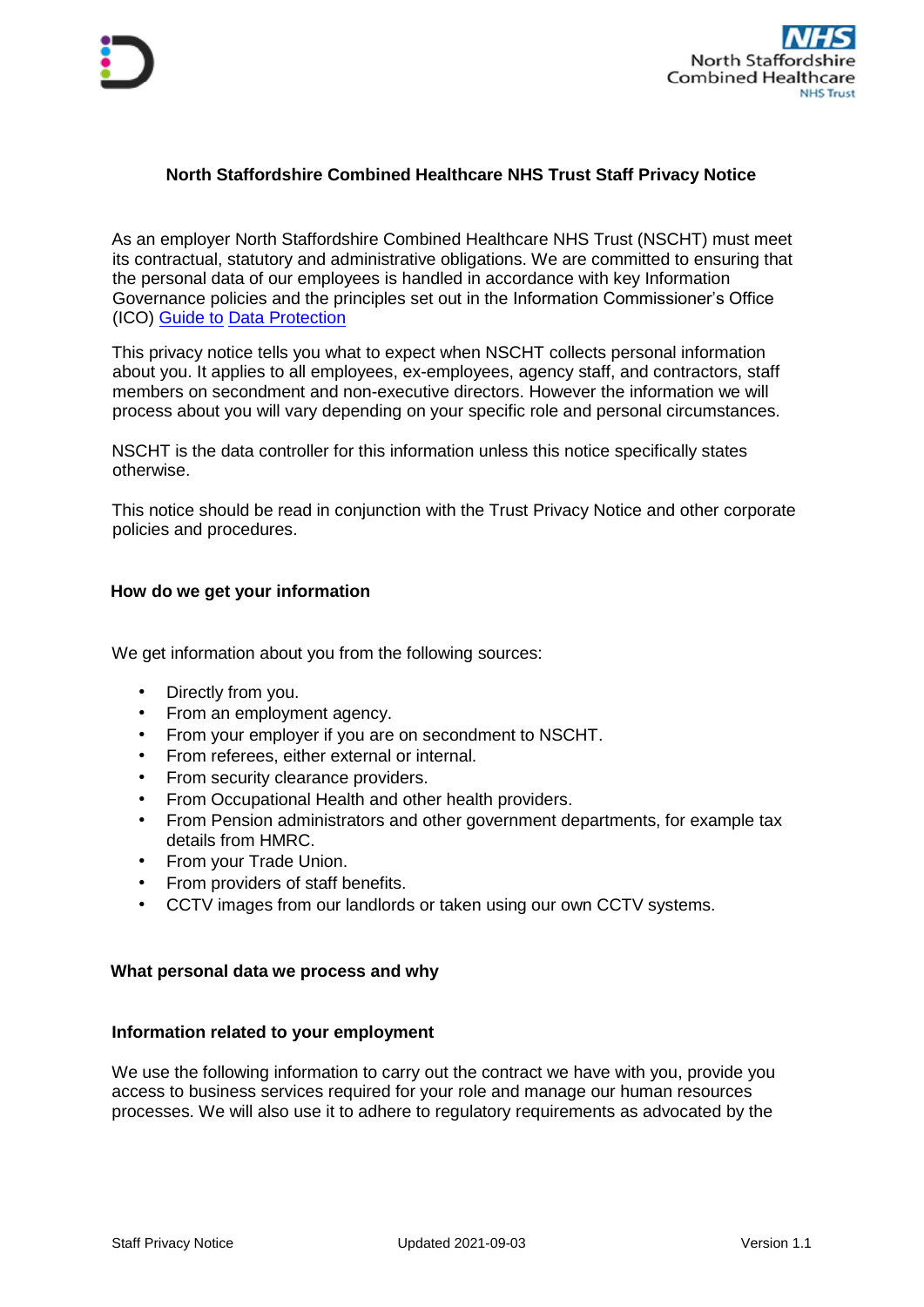# North Staffordshire Combined Healthcare NHS Trust Staff Privacy Notice

As an employer North Staffordshire Combined Healthcare NHS Trust (NSCHT) must meet its contractual, statutory and administrative obligations. We are committed to ensuring that the personal data of our employees is handled in accordance with key Information Governance policies and the principles set out in the Information Commissioner's Office (ICO) [Guide to Data Protection]

This privacy notice tells you what to expect when NSCHT collects personal information about you. It applies to all employees, ex-employees, agency staff, and contractors, staff members on secondment and non-executive directors. However the information we will process about you will vary depending on your specific role and personal circumstances.

NSCHT is the data controller for this information unless this notice specifically states otherwise.

This notice should be read in conjunction with the Trust Privacy Notice and other corporate policies and procedures.

## How do we get your information

We get information about you from the following sources:

- Directly from you.
- From an employment agency.
- From your employer if you are on secondment to NSCHT.
- From referees, either external or internal.
- From security clearance providers.
- From Occupational Health and other health providers.
- From Pension administrators and other government departments, for example tax details from HMRC.
- From your Trade Union.
- From providers of staff benefits.
- CCTV images from our landlords or taken using our own CCTV systems.

## What personal data we process and why

### Information related to your employment

We use the following information to carry out the contract we have with you, provide you access to business services required for your role and manage our human resources processes. We will also use it to adhere to regulatory requirements as advocated by the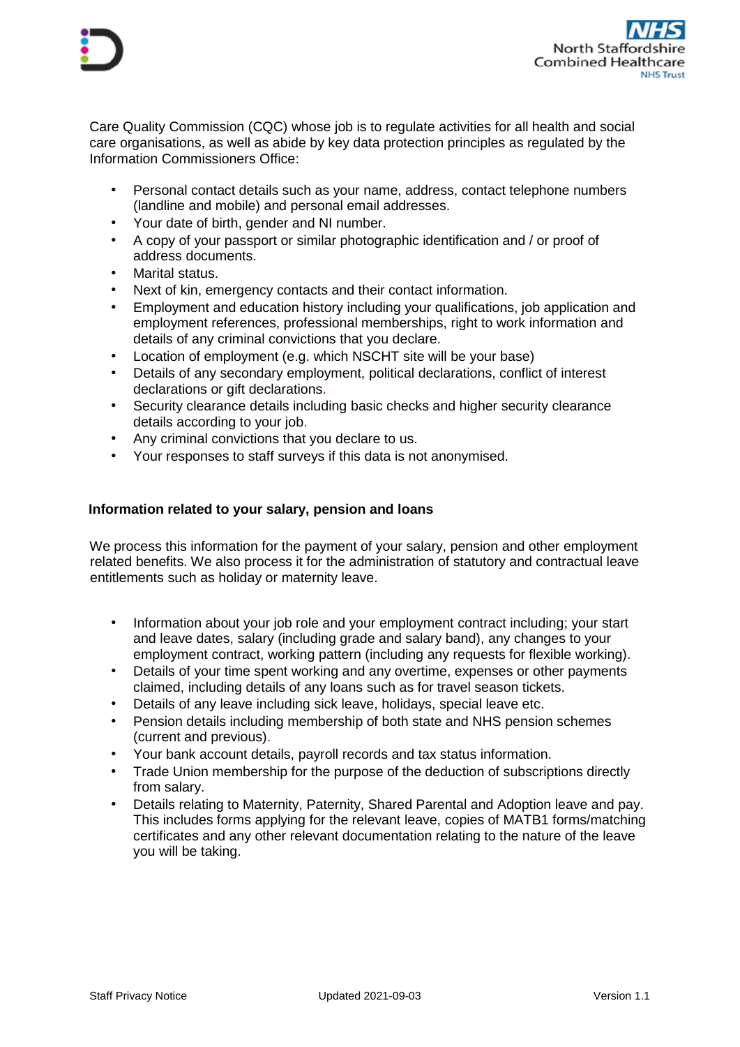Care Quality Commission (CQC) whose job is to regulate activities for all health and social care organisations, as well as abide by key data protection principles as regulated by the Information Commissioners Office:

- Personal contact details such as your name, address, contact telephone numbers (landline and mobile) and personal email addresses.
- Your date of birth, gender and NI number.
- A copy of your passport or similar photographic identification and / or proof of address documents.
- Marital status.
- Next of kin, emergency contacts and their contact information.
- Employment and education history including your qualifications, job application and employment references, professional memberships, right to work information and details of any criminal convictions that you declare.
- Location of employment (e.g. which NSCHT site will be your base)
- Details of any secondary employment, political declarations, conflict of interest declarations or gift declarations.
- Security clearance details including basic checks and higher security clearance details according to your job.
- Any criminal convictions that you declare to us.
- Your responses to staff surveys if this data is not anonymised.

### Information related to your salary, pension and loans

We process this information for the payment of your salary, pension and other employment related benefits. We also process it for the administration of statutory and contractual leave entitlements such as holiday or maternity leave.

- Information about your job role and your employment contract including; your start and leave dates, salary (including grade and salary band), any changes to your employment contract, working pattern (including any requests for flexible working).
- Details of your time spent working and any overtime, expenses or other payments claimed, including details of any loans such as for travel season tickets.
- Details of any leave including sick leave, holidays, special leave etc.
- Pension details including membership of both state and NHS pension schemes (current and previous).
- Your bank account details, payroll records and tax status information.
- Trade Union membership for the purpose of the deduction of subscriptions directly from salary.
- Details relating to Maternity, Paternity, Shared Parental and Adoption leave and pay. This includes forms applying for the relevant leave, copies of MATB1 forms/matching certificates and any other relevant documentation relating to the nature of the leave you will be taking.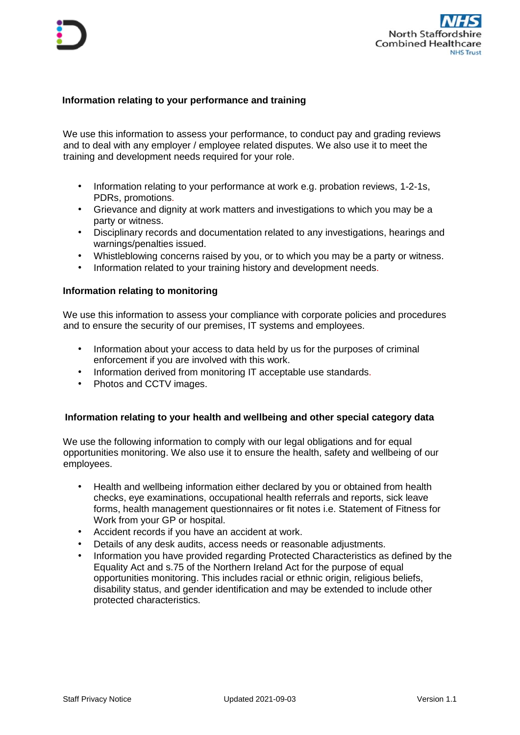### Information relating to your performance and training

We use this information to assess your performance, to conduct pay and grading reviews and to deal with any employer / employee related disputes. We also use it to meet the training and development needs required for your role.

- Information relating to your performance at work e.g. probation reviews, 1-2-1s, PDRs, promotions.
- Grievance and dignity at work matters and investigations to which you may be a party or witness.
- Disciplinary records and documentation related to any investigations, hearings and warnings/penalties issued.
- Whistleblowing concerns raised by you, or to which you may be a party or witness.
- Information related to your training history and development needs.

### Information relating to monitoring

We use this information to assess your compliance with corporate policies and procedures and to ensure the security of our premises, IT systems and employees.

- Information about your access to data held by us for the purposes of criminal enforcement if you are involved with this work.
- Information derived from monitoring IT acceptable use standards.
- Photos and CCTV images.

### Information relating to your health and wellbeing and other special category data

We use the following information to comply with our legal obligations and for equal opportunities monitoring. We also use it to ensure the health, safety and wellbeing of our employees.

- Health and wellbeing information either declared by you or obtained from health checks, eye examinations, occupational health referrals and reports, sick leave forms, health management questionnaires or fit notes i.e. Statement of Fitness for Work from your GP or hospital.
- Accident records if you have an accident at work.
- Details of any desk audits, access needs or reasonable adjustments.
- Information you have provided regarding Protected Characteristics as defined by the Equality Act and s.75 of the Northern Ireland Act for the purpose of equal opportunities monitoring. This includes racial or ethnic origin, religious beliefs, disability status, and gender identification and may be extended to include other protected characteristics.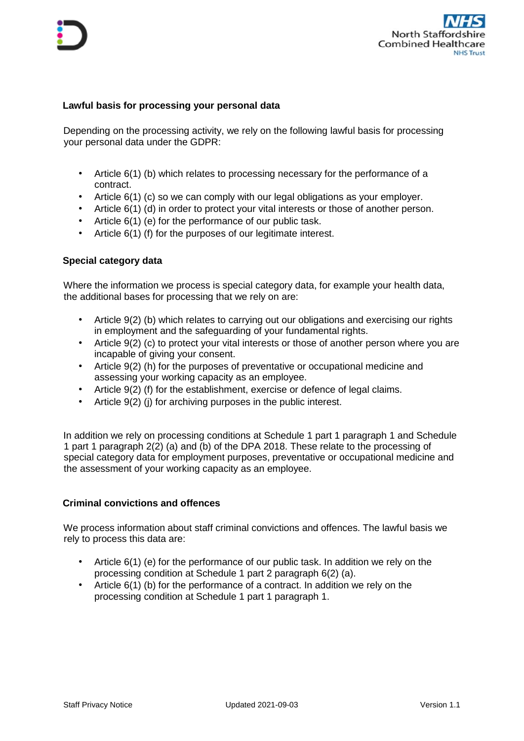**Lawful basis for processing your personal data**

Depending on the processing activity, we rely on the following lawful basis for processing your personal data under the GDPR:

- Article 6(1) (b) which relates to processing necessary for the performance of a contract.
- Article 6(1) (c) so we can comply with our legal obligations as your employer.
- Article 6(1) (d) in order to protect your vital interests or those of another person.
- Article 6(1) (e) for the performance of our public task.
- Article 6(1) (f) for the purposes of our legitimate interest.

**Special category data**

Where the information we process is special category data, for example your health data, the additional bases for processing that we rely on are:

- Article 9(2) (b) which relates to carrying out our obligations and exercising our rights in employment and the safeguarding of your fundamental rights.
- Article 9(2) (c) to protect your vital interests or those of another person where you are incapable of giving your consent.
- Article 9(2) (h) for the purposes of preventative or occupational medicine and assessing your working capacity as an employee.
- Article 9(2) (f) for the establishment, exercise or defence of legal claims.
- Article 9(2) (j) for archiving purposes in the public interest.

In addition we rely on processing conditions at Schedule 1 part 1 paragraph 1 and Schedule 1 part 1 paragraph 2(2) (a) and (b) of the DPA 2018. These relate to the processing of special category data for employment purposes, preventative or occupational medicine and the assessment of your working capacity as an employee.

**Criminal convictions and offences**

We process information about staff criminal convictions and offences. The lawful basis we rely to process this data are:

- Article 6(1) (e) for the performance of our public task. In addition we rely on the processing condition at Schedule 1 part 2 paragraph 6(2) (a).
- Article 6(1) (b) for the performance of a contract. In addition we rely on the processing condition at Schedule 1 part 1 paragraph 1.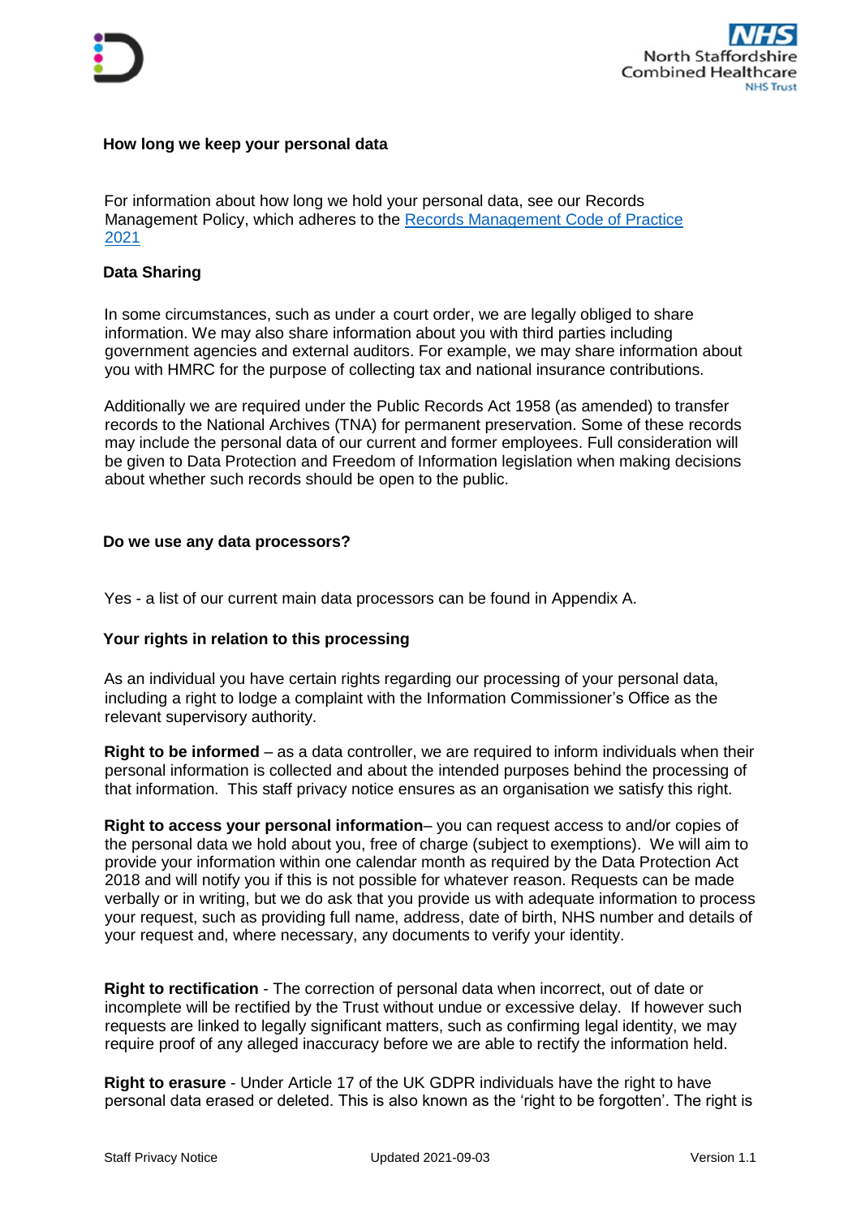## How long we keep your personal data

For information about how long we hold your personal data, see our Records Management Policy, which adheres to the [Records Management Code of Practice 2021]

## Data Sharing

In some circumstances, such as under a court order, we are legally obliged to share information. We may also share information about you with third parties including government agencies and external auditors. For example, we may share information about you with HMRC for the purpose of collecting tax and national insurance contributions.

Additionally we are required under the Public Records Act 1958 (as amended) to transfer records to the National Archives (TNA) for permanent preservation. Some of these records may include the personal data of our current and former employees. Full consideration will be given to Data Protection and Freedom of Information legislation when making decisions about whether such records should be open to the public.

## Do we use any data processors?

Yes - a list of our current main data processors can be found in Appendix A.

## Your rights in relation to this processing

As an individual you have certain rights regarding our processing of your personal data, including a right to lodge a complaint with the Information Commissioner's Office as the relevant supervisory authority.

**Right to be informed** – as a data controller, we are required to inform individuals when their personal information is collected and about the intended purposes behind the processing of that information. This staff privacy notice ensures as an organisation we satisfy this right.

**Right to access your personal information**– you can request access to and/or copies of the personal data we hold about you, free of charge (subject to exemptions). We will aim to provide your information within one calendar month as required by the Data Protection Act 2018 and will notify you if this is not possible for whatever reason. Requests can be made verbally or in writing, but we do ask that you provide us with adequate information to process your request, such as providing full name, address, date of birth, NHS number and details of your request and, where necessary, any documents to verify your identity.

**Right to rectification** - The correction of personal data when incorrect, out of date or incomplete will be rectified by the Trust without undue or excessive delay. If however such requests are linked to legally significant matters, such as confirming legal identity, we may require proof of any alleged inaccuracy before we are able to rectify the information held.

**Right to erasure** - Under Article 17 of the UK GDPR individuals have the right to have personal data erased or deleted. This is also known as the 'right to be forgotten'. The right is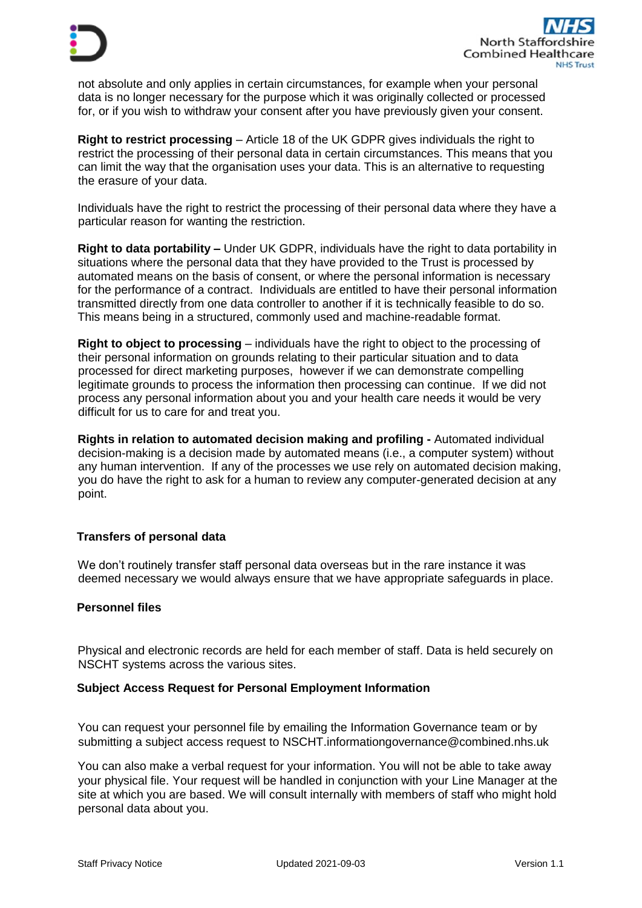not absolute and only applies in certain circumstances, for example when your personal data is no longer necessary for the purpose which it was originally collected or processed for, or if you wish to withdraw your consent after you have previously given your consent.

**Right to restrict processing** – Article 18 of the UK GDPR gives individuals the right to restrict the processing of their personal data in certain circumstances. This means that you can limit the way that the organisation uses your data. This is an alternative to requesting the erasure of your data.

Individuals have the right to restrict the processing of their personal data where they have a particular reason for wanting the restriction.

**Right to data portability –** Under UK GDPR, individuals have the right to data portability in situations where the personal data that they have provided to the Trust is processed by automated means on the basis of consent, or where the personal information is necessary for the performance of a contract. Individuals are entitled to have their personal information transmitted directly from one data controller to another if it is technically feasible to do so. This means being in a structured, commonly used and machine-readable format.

**Right to object to processing** – individuals have the right to object to the processing of their personal information on grounds relating to their particular situation and to data processed for direct marketing purposes, however if we can demonstrate compelling legitimate grounds to process the information then processing can continue. If we did not process any personal information about you and your health care needs it would be very difficult for us to care for and treat you.

**Rights in relation to automated decision making and profiling -** Automated individual decision-making is a decision made by automated means (i.e., a computer system) without any human intervention. If any of the processes we use rely on automated decision making, you do have the right to ask for a human to review any computer-generated decision at any point.

**Transfers of personal data**

We don't routinely transfer staff personal data overseas but in the rare instance it was deemed necessary we would always ensure that we have appropriate safeguards in place.

**Personnel files**

Physical and electronic records are held for each member of staff. Data is held securely on NSCHT systems across the various sites.

**Subject Access Request for Personal Employment Information**

You can request your personnel file by emailing the Information Governance team or by submitting a subject access request to NSCHT.informationgovernance@combined.nhs.uk

You can also make a verbal request for your information. You will not be able to take away your physical file. Your request will be handled in conjunction with your Line Manager at the site at which you are based. We will consult internally with members of staff who might hold personal data about you.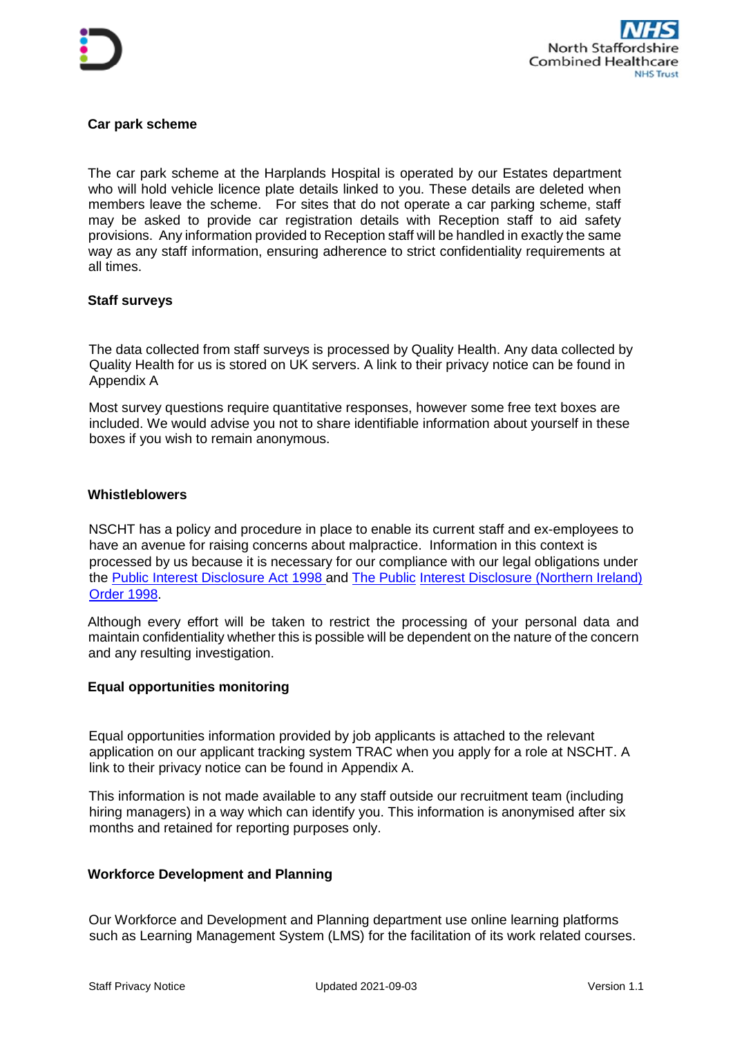**Car park scheme**

The car park scheme at the Harplands Hospital is operated by our Estates department who will hold vehicle licence plate details linked to you. These details are deleted when members leave the scheme. For sites that do not operate a car parking scheme, staff may be asked to provide car registration details with Reception staff to aid safety provisions. Any information provided to Reception staff will be handled in exactly the same way as any staff information, ensuring adherence to strict confidentiality requirements at all times.

**Staff surveys**

The data collected from staff surveys is processed by Quality Health. Any data collected by Quality Health for us is stored on UK servers. A link to their privacy notice can be found in Appendix A

Most survey questions require quantitative responses, however some free text boxes are included. We would advise you not to share identifiable information about yourself in these boxes if you wish to remain anonymous.

**Whistleblowers**

NSCHT has a policy and procedure in place to enable its current staff and ex-employees to have an avenue for raising concerns about malpractice. Information in this context is processed by us because it is necessary for our compliance with our legal obligations under the Public Interest Disclosure Act 1998 and The Public Interest Disclosure (Northern Ireland) Order 1998.

Although every effort will be taken to restrict the processing of your personal data and maintain confidentiality whether this is possible will be dependent on the nature of the concern and any resulting investigation.

**Equal opportunities monitoring**

Equal opportunities information provided by job applicants is attached to the relevant application on our applicant tracking system TRAC when you apply for a role at NSCHT. A link to their privacy notice can be found in Appendix A.

This information is not made available to any staff outside our recruitment team (including hiring managers) in a way which can identify you. This information is anonymised after six months and retained for reporting purposes only.

**Workforce Development and Planning**

Our Workforce and Development and Planning department use online learning platforms such as Learning Management System (LMS) for the facilitation of its work related courses.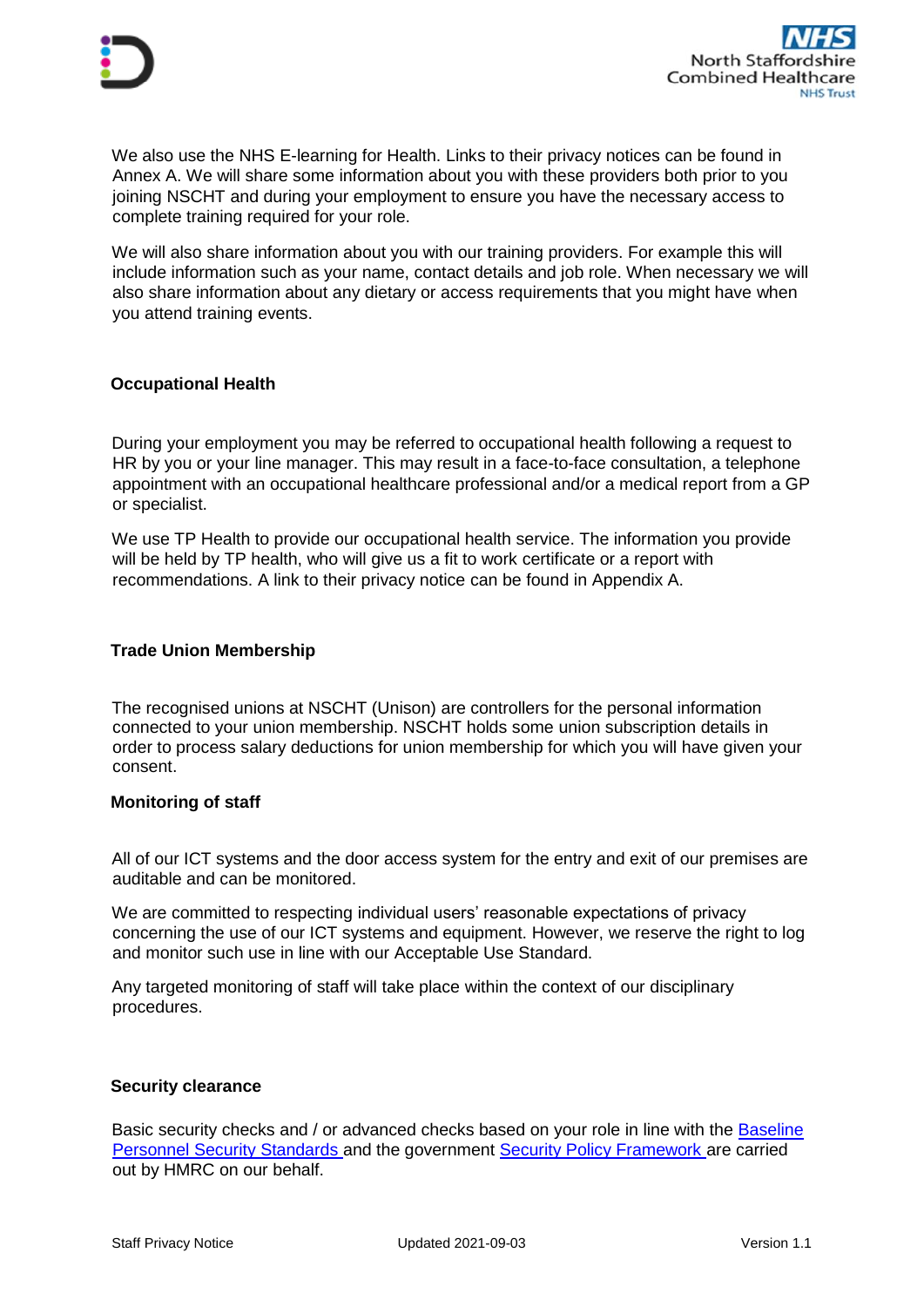We also use the NHS E-learning for Health. Links to their privacy notices can be found in Annex A. We will share some information about you with these providers both prior to you joining NSCHT and during your employment to ensure you have the necessary access to complete training required for your role.

We will also share information about you with our training providers. For example this will include information such as your name, contact details and job role. When necessary we will also share information about any dietary or access requirements that you might have when you attend training events.

### Occupational Health

During your employment you may be referred to occupational health following a request to HR by you or your line manager. This may result in a face-to-face consultation, a telephone appointment with an occupational healthcare professional and/or a medical report from a GP or specialist.

We use TP Health to provide our occupational health service. The information you provide will be held by TP health, who will give us a fit to work certificate or a report with recommendations. A link to their privacy notice can be found in Appendix A.

### Trade Union Membership

The recognised unions at NSCHT (Unison) are controllers for the personal information connected to your union membership. NSCHT holds some union subscription details in order to process salary deductions for union membership for which you will have given your consent.

### Monitoring of staff

All of our ICT systems and the door access system for the entry and exit of our premises are auditable and can be monitored.

We are committed to respecting individual users' reasonable expectations of privacy concerning the use of our ICT systems and equipment. However, we reserve the right to log and monitor such use in line with our Acceptable Use Standard.

Any targeted monitoring of staff will take place within the context of our disciplinary procedures.

### Security clearance

Basic security checks and / or advanced checks based on your role in line with the [Baseline Personnel Security Standards](#) and the government [Security Policy Framework](#) are carried out by HMRC on our behalf.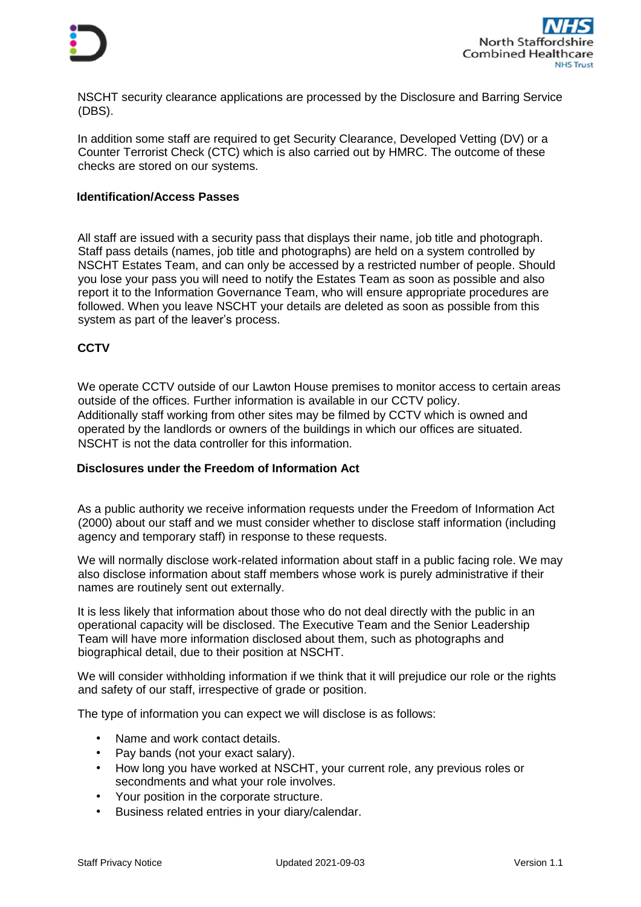NSCHT security clearance applications are processed by the Disclosure and Barring Service (DBS).

In addition some staff are required to get Security Clearance, Developed Vetting (DV) or a Counter Terrorist Check (CTC) which is also carried out by HMRC. The outcome of these checks are stored on our systems.

### Identification/Access Passes

All staff are issued with a security pass that displays their name, job title and photograph. Staff pass details (names, job title and photographs) are held on a system controlled by NSCHT Estates Team, and can only be accessed by a restricted number of people. Should you lose your pass you will need to notify the Estates Team as soon as possible and also report it to the Information Governance Team, who will ensure appropriate procedures are followed. When you leave NSCHT your details are deleted as soon as possible from this system as part of the leaver's process.

### CCTV

We operate CCTV outside of our Lawton House premises to monitor access to certain areas outside of the offices. Further information is available in our CCTV policy.
Additionally staff working from other sites may be filmed by CCTV which is owned and operated by the landlords or owners of the buildings in which our offices are situated. NSCHT is not the data controller for this information.

### Disclosures under the Freedom of Information Act

As a public authority we receive information requests under the Freedom of Information Act (2000) about our staff and we must consider whether to disclose staff information (including agency and temporary staff) in response to these requests.

We will normally disclose work-related information about staff in a public facing role. We may also disclose information about staff members whose work is purely administrative if their names are routinely sent out externally.

It is less likely that information about those who do not deal directly with the public in an operational capacity will be disclosed. The Executive Team and the Senior Leadership Team will have more information disclosed about them, such as photographs and biographical detail, due to their position at NSCHT.

We will consider withholding information if we think that it will prejudice our role or the rights and safety of our staff, irrespective of grade or position.

The type of information you can expect we will disclose is as follows:

- Name and work contact details.
- Pay bands (not your exact salary).
- How long you have worked at NSCHT, your current role, any previous roles or secondments and what your role involves.
- Your position in the corporate structure.
- Business related entries in your diary/calendar.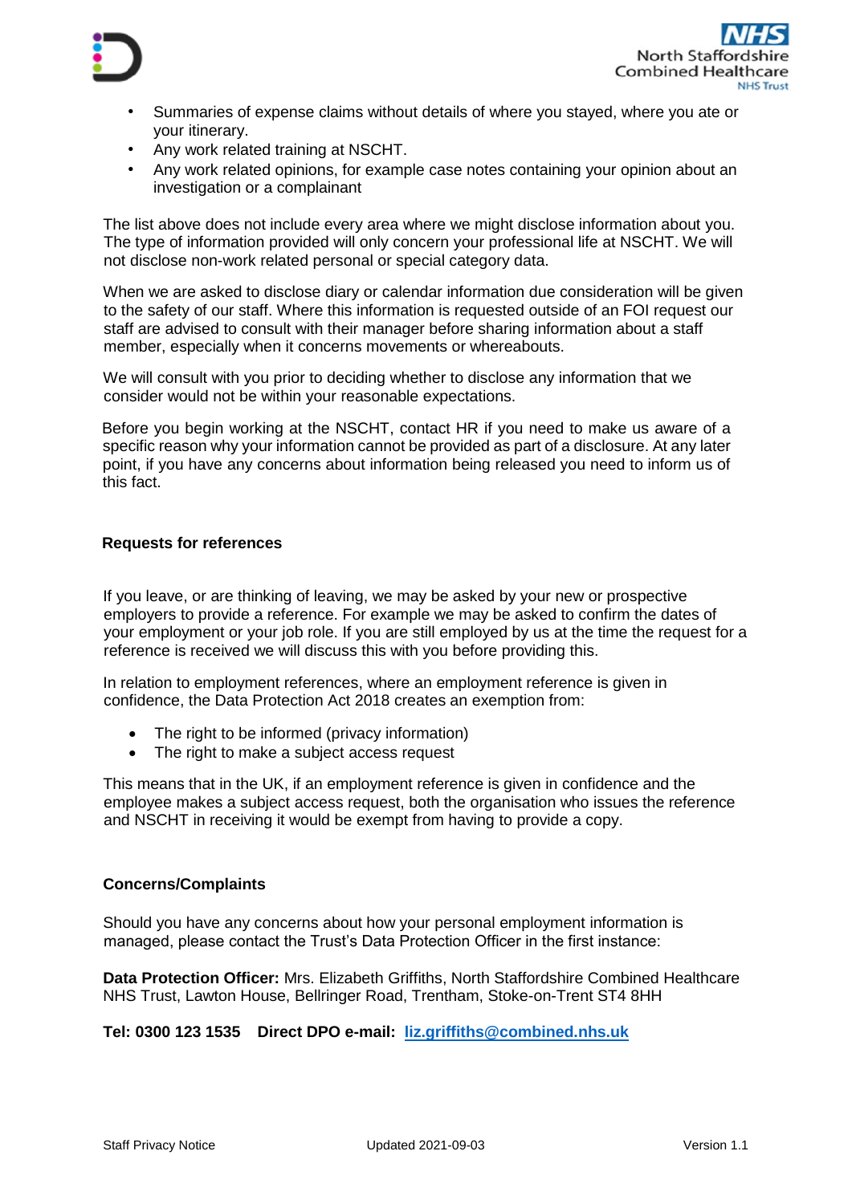- Summaries of expense claims without details of where you stayed, where you ate or your itinerary.
- Any work related training at NSCHT.
- Any work related opinions, for example case notes containing your opinion about an investigation or a complainant

The list above does not include every area where we might disclose information about you. The type of information provided will only concern your professional life at NSCHT. We will not disclose non-work related personal or special category data.

When we are asked to disclose diary or calendar information due consideration will be given to the safety of our staff. Where this information is requested outside of an FOI request our staff are advised to consult with their manager before sharing information about a staff member, especially when it concerns movements or whereabouts.

We will consult with you prior to deciding whether to disclose any information that we consider would not be within your reasonable expectations.

Before you begin working at the NSCHT, contact HR if you need to make us aware of a specific reason why your information cannot be provided as part of a disclosure. At any later point, if you have any concerns about information being released you need to inform us of this fact.

### Requests for references

If you leave, or are thinking of leaving, we may be asked by your new or prospective employers to provide a reference. For example we may be asked to confirm the dates of your employment or your job role. If you are still employed by us at the time the request for a reference is received we will discuss this with you before providing this.

In relation to employment references, where an employment reference is given in confidence, the Data Protection Act 2018 creates an exemption from:

- The right to be informed (privacy information)
- The right to make a subject access request

This means that in the UK, if an employment reference is given in confidence and the employee makes a subject access request, both the organisation who issues the reference and NSCHT in receiving it would be exempt from having to provide a copy.

### Concerns/Complaints

Should you have any concerns about how your personal employment information is managed, please contact the Trust's Data Protection Officer in the first instance:

**Data Protection Officer:** Mrs. Elizabeth Griffiths, North Staffordshire Combined Healthcare NHS Trust, Lawton House, Bellringer Road, Trentham, Stoke-on-Trent ST4 8HH

**Tel: 0300 123 1535 Direct DPO e-mail: liz.griffiths@combined.nhs.uk**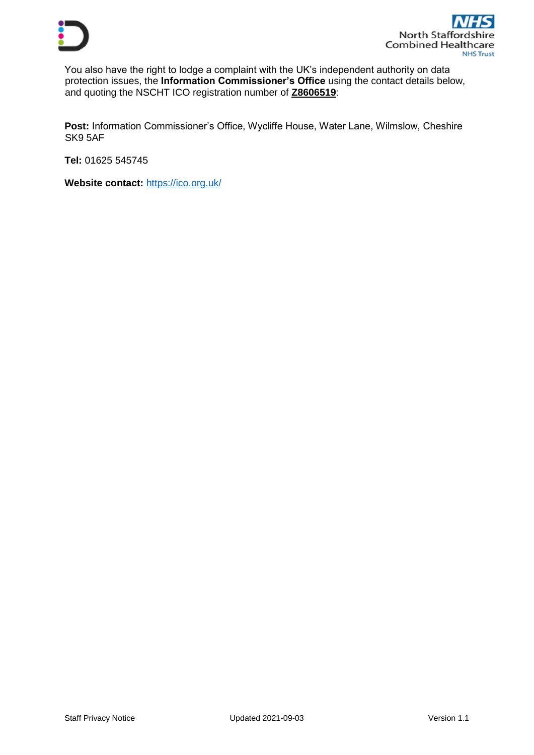You also have the right to lodge a complaint with the UK's independent authority on data protection issues, the **Information Commissioner's Office** using the contact details below, and quoting the NSCHT ICO registration number of **Z8606519**:

**Post:** Information Commissioner's Office, Wycliffe House, Water Lane, Wilmslow, Cheshire SK9 5AF

**Tel:** 01625 545745

**Website contact:** https://ico.org.uk/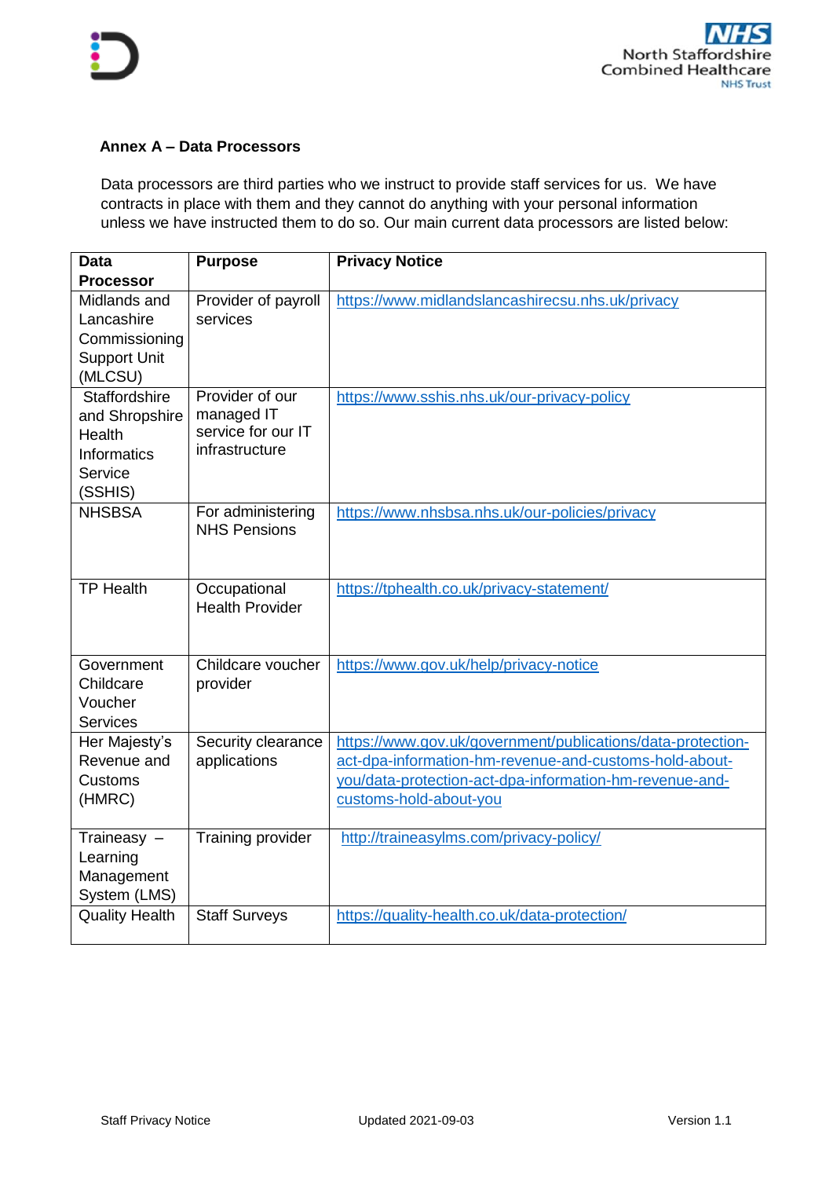**Annex A – Data Processors**

Data processors are third parties who we instruct to provide staff services for us. We have contracts in place with them and they cannot do anything with your personal information unless we have instructed them to do so. Our main current data processors are listed below:

| Data Processor | Purpose | Privacy Notice |
|---|---|---|
| Midlands and Lancashire Commissioning Support Unit (MLCSU) | Provider of payroll services | https://www.midlandslancashirecsu.nhs.uk/privacy |
| Staffordshire and Shropshire Health Informatics Service (SSHIS) | Provider of our managed IT service for our IT infrastructure | https://www.sshis.nhs.uk/our-privacy-policy |
| NHSBSA | For administering NHS Pensions | https://www.nhsbsa.nhs.uk/our-policies/privacy |
| TP Health | Occupational Health Provider | https://tphealth.co.uk/privacy-statement/ |
| Government Childcare Voucher Services | Childcare voucher provider | https://www.gov.uk/help/privacy-notice |
| Her Majesty's Revenue and Customs (HMRC) | Security clearance applications | https://www.gov.uk/government/publications/data-protection-act-dpa-information-hm-revenue-and-customs-hold-about-you/data-protection-act-dpa-information-hm-revenue-and-customs-hold-about-you |
| Traineasy – Learning Management System (LMS) | Training provider | http://traineasylms.com/privacy-policy/ |
| Quality Health | Staff Surveys | https://quality-health.co.uk/data-protection/ |